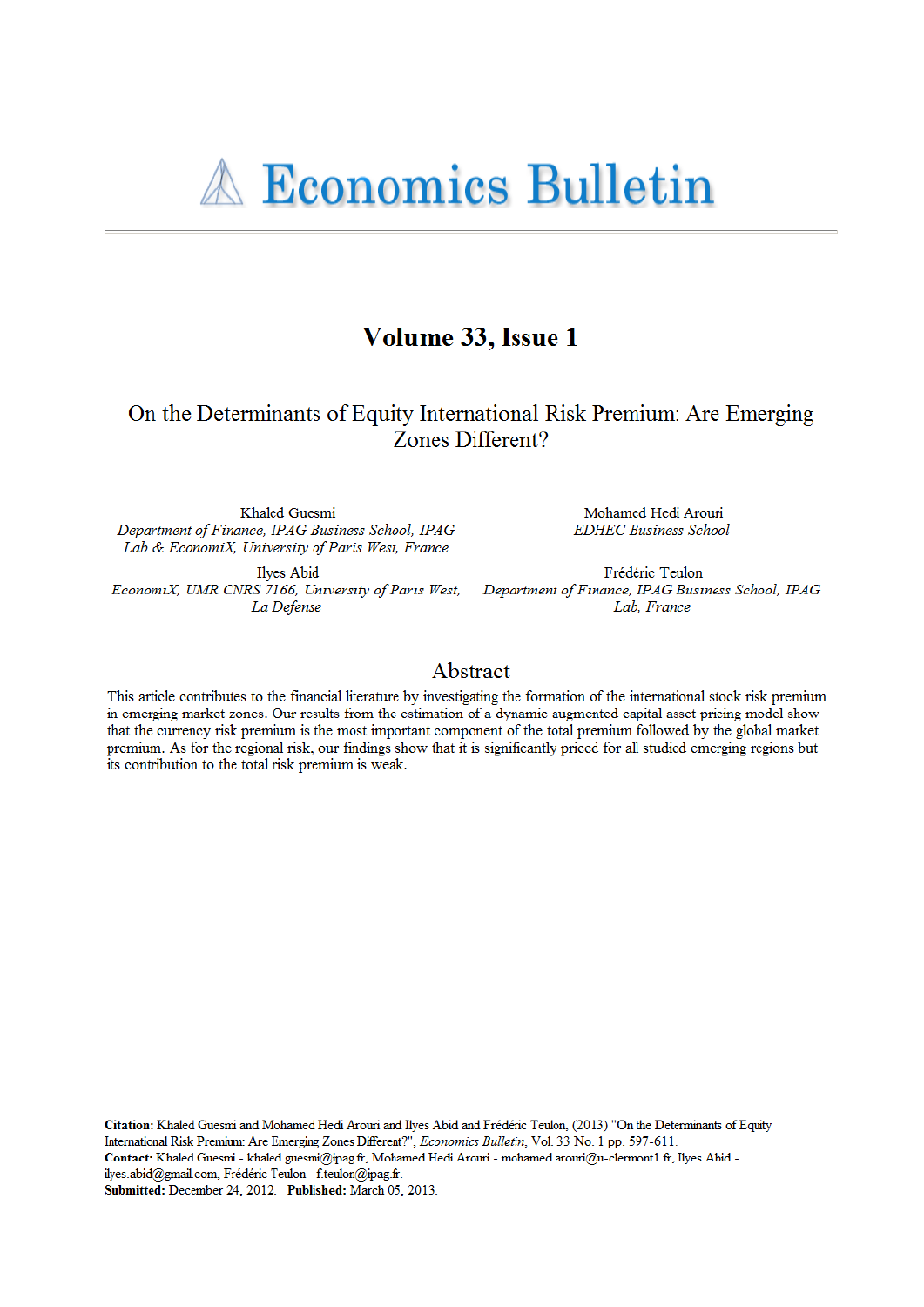# Economics Bulletin

## Volume 33, Issue 1

### On the Determinants of Equity International Risk Premium: Are Emerging Zones Different?

Khaled Guesmi
*Department of Finance, IPAG Business School, IPAG Lab & EconomiX, University of Paris West, France*

Mohamed Hedi Arouri
*EDHEC Business School*

Ilyes Abid
*EconomiX, UMR CNRS 7166, University of Paris West, La Defense*

Frédéric Teulon
*Department of Finance, IPAG Business School, IPAG Lab, France*

## Abstract

This article contributes to the financial literature by investigating the formation of the international stock risk premium in emerging market zones. Our results from the estimation of a dynamic augmented capital asset pricing model show that the currency risk premium is the most important component of the total premium followed by the global market premium. As for the regional risk, our findings show that it is significantly priced for all studied emerging regions but its contribution to the total risk premium is weak.

---

**Citation:** Khaled Guesmi and Mohamed Hedi Arouri and Ilyes Abid and Frédéric Teulon, (2013) "On the Determinants of Equity International Risk Premium: Are Emerging Zones Different?", *Economics Bulletin*, Vol. 33 No. 1 pp. 597-611.
**Contact:** Khaled Guesmi - khaled.guesmi@ipag.fr, Mohamed Hedi Arouri - mohamed.arouri@u-clermont1.fr, Ilyes Abid - ilyes.abid@gmail.com, Frédéric Teulon - f.teulon@ipag.fr.
**Submitted:** December 24, 2012. **Published:** March 05, 2013.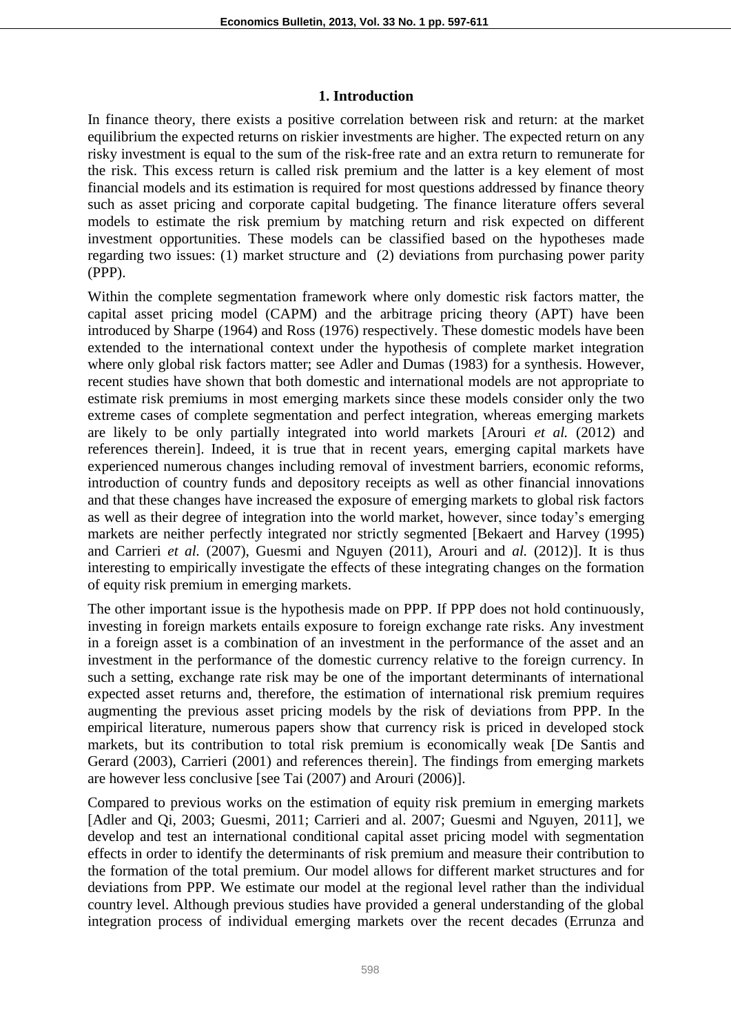## 1. Introduction

In finance theory, there exists a positive correlation between risk and return: at the market equilibrium the expected returns on riskier investments are higher. The expected return on any risky investment is equal to the sum of the risk-free rate and an extra return to remunerate for the risk. This excess return is called risk premium and the latter is a key element of most financial models and its estimation is required for most questions addressed by finance theory such as asset pricing and corporate capital budgeting. The finance literature offers several models to estimate the risk premium by matching return and risk expected on different investment opportunities. These models can be classified based on the hypotheses made regarding two issues: (1) market structure and (2) deviations from purchasing power parity (PPP).

Within the complete segmentation framework where only domestic risk factors matter, the capital asset pricing model (CAPM) and the arbitrage pricing theory (APT) have been introduced by Sharpe (1964) and Ross (1976) respectively. These domestic models have been extended to the international context under the hypothesis of complete market integration where only global risk factors matter; see Adler and Dumas (1983) for a synthesis. However, recent studies have shown that both domestic and international models are not appropriate to estimate risk premiums in most emerging markets since these models consider only the two extreme cases of complete segmentation and perfect integration, whereas emerging markets are likely to be only partially integrated into world markets [Arouri *et al.* (2012) and references therein]. Indeed, it is true that in recent years, emerging capital markets have experienced numerous changes including removal of investment barriers, economic reforms, introduction of country funds and depository receipts as well as other financial innovations and that these changes have increased the exposure of emerging markets to global risk factors as well as their degree of integration into the world market, however, since today's emerging markets are neither perfectly integrated nor strictly segmented [Bekaert and Harvey (1995) and Carrieri *et al.* (2007), Guesmi and Nguyen (2011), Arouri and *al.* (2012)]. It is thus interesting to empirically investigate the effects of these integrating changes on the formation of equity risk premium in emerging markets.

The other important issue is the hypothesis made on PPP. If PPP does not hold continuously, investing in foreign markets entails exposure to foreign exchange rate risks. Any investment in a foreign asset is a combination of an investment in the performance of the asset and an investment in the performance of the domestic currency relative to the foreign currency. In such a setting, exchange rate risk may be one of the important determinants of international expected asset returns and, therefore, the estimation of international risk premium requires augmenting the previous asset pricing models by the risk of deviations from PPP. In the empirical literature, numerous papers show that currency risk is priced in developed stock markets, but its contribution to total risk premium is economically weak [De Santis and Gerard (2003), Carrieri (2001) and references therein]. The findings from emerging markets are however less conclusive [see Tai (2007) and Arouri (2006)].

Compared to previous works on the estimation of equity risk premium in emerging markets [Adler and Qi, 2003; Guesmi, 2011; Carrieri and al. 2007; Guesmi and Nguyen, 2011], we develop and test an international conditional capital asset pricing model with segmentation effects in order to identify the determinants of risk premium and measure their contribution to the formation of the total premium. Our model allows for different market structures and for deviations from PPP. We estimate our model at the regional level rather than the individual country level. Although previous studies have provided a general understanding of the global integration process of individual emerging markets over the recent decades (Errunza and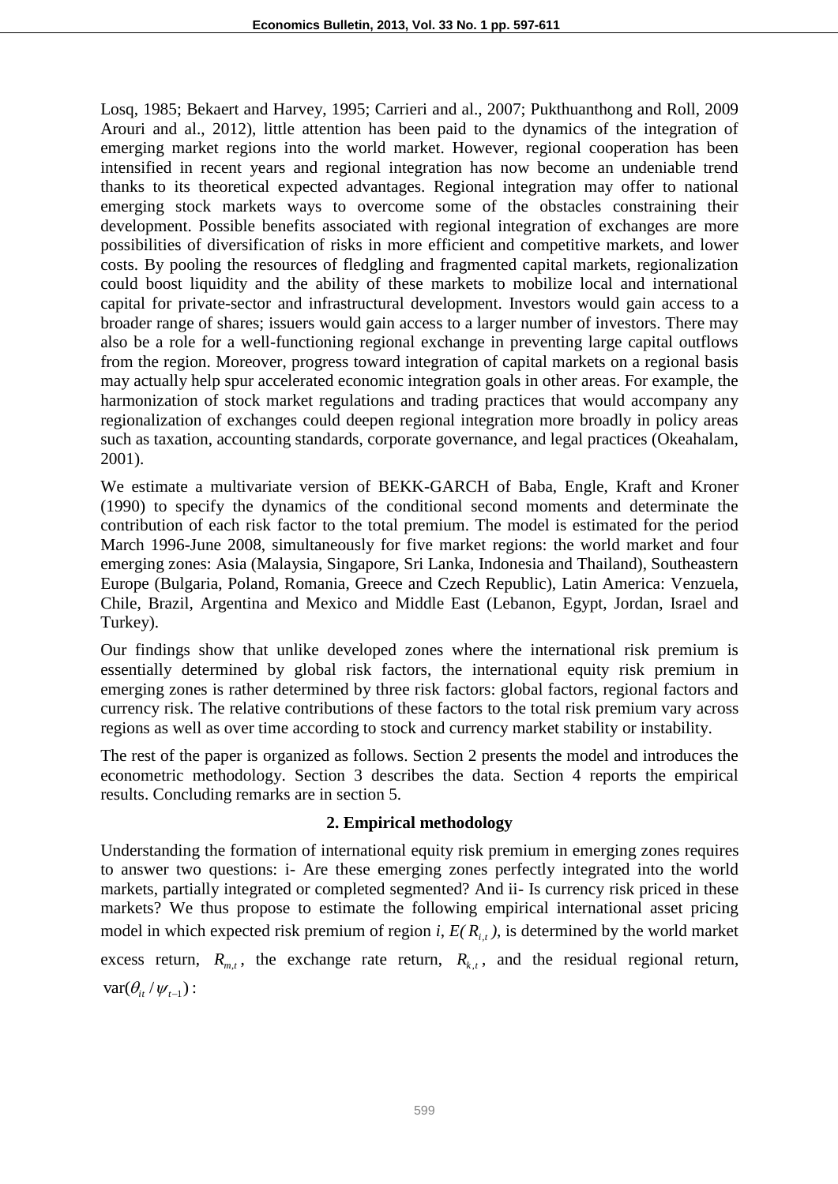Losq, 1985; Bekaert and Harvey, 1995; Carrieri and al., 2007; Pukthuanthong and Roll, 2009 Arouri and al., 2012), little attention has been paid to the dynamics of the integration of emerging market regions into the world market. However, regional cooperation has been intensified in recent years and regional integration has now become an undeniable trend thanks to its theoretical expected advantages. Regional integration may offer to national emerging stock markets ways to overcome some of the obstacles constraining their development. Possible benefits associated with regional integration of exchanges are more possibilities of diversification of risks in more efficient and competitive markets, and lower costs. By pooling the resources of fledgling and fragmented capital markets, regionalization could boost liquidity and the ability of these markets to mobilize local and international capital for private-sector and infrastructural development. Investors would gain access to a broader range of shares; issuers would gain access to a larger number of investors. There may also be a role for a well-functioning regional exchange in preventing large capital outflows from the region. Moreover, progress toward integration of capital markets on a regional basis may actually help spur accelerated economic integration goals in other areas. For example, the harmonization of stock market regulations and trading practices that would accompany any regionalization of exchanges could deepen regional integration more broadly in policy areas such as taxation, accounting standards, corporate governance, and legal practices (Okeahalam, 2001).

We estimate a multivariate version of BEKK-GARCH of Baba, Engle, Kraft and Kroner (1990) to specify the dynamics of the conditional second moments and determinate the contribution of each risk factor to the total premium. The model is estimated for the period March 1996-June 2008, simultaneously for five market regions: the world market and four emerging zones: Asia (Malaysia, Singapore, Sri Lanka, Indonesia and Thailand), Southeastern Europe (Bulgaria, Poland, Romania, Greece and Czech Republic), Latin America: Venzuela, Chile, Brazil, Argentina and Mexico and Middle East (Lebanon, Egypt, Jordan, Israel and Turkey).

Our findings show that unlike developed zones where the international risk premium is essentially determined by global risk factors, the international equity risk premium in emerging zones is rather determined by three risk factors: global factors, regional factors and currency risk. The relative contributions of these factors to the total risk premium vary across regions as well as over time according to stock and currency market stability or instability.

The rest of the paper is organized as follows. Section 2 presents the model and introduces the econometric methodology. Section 3 describes the data. Section 4 reports the empirical results. Concluding remarks are in section 5.

## 2. Empirical methodology

Understanding the formation of international equity risk premium in emerging zones requires to answer two questions: i- Are these emerging zones perfectly integrated into the world markets, partially integrated or completed segmented? And ii- Is currency risk priced in these markets? We thus propose to estimate the following empirical international asset pricing model in which expected risk premium of region $i$, $E(R_{i,t})$, is determined by the world market excess return, $R_{m,t}$, the exchange rate return, $R_{k,t}$, and the residual regional return, $\text{var}(\theta_{it} / \psi_{t-1})$: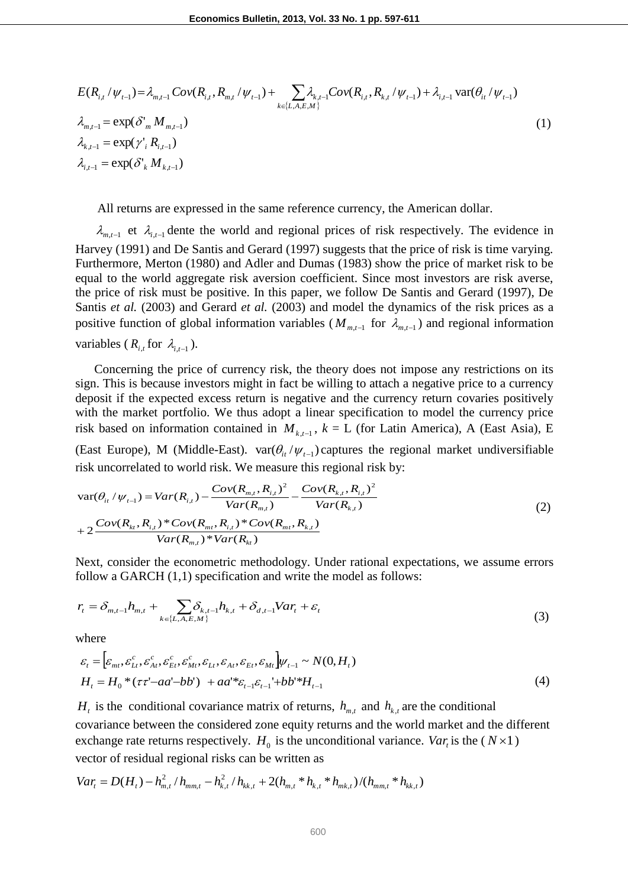$$
\begin{aligned}
&E(R_{i,t}/\psi_{t-1}) = \lambda_{m,t-1} Cov(R_{i,t}, R_{m,t}/\psi_{t-1}) + \sum_{k\in\{L,A,E,M\}} \lambda_{k,t-1} Cov(R_{i,t}, R_{k,t}/\psi_{t-1}) + \lambda_{i,t-1}\,\mathrm{var}(\theta_{it}/\psi_{t-1}) \\
&\lambda_{m,t-1} = \exp(\delta'_m M_{m,t-1}) \\
&\lambda_{k,t-1} = \exp(\gamma'_i R_{i,t-1}) \\
&\lambda_{i,t-1} = \exp(\delta'_k M_{k,t-1})
\end{aligned}
\tag{1}
$$

All returns are expressed in the same reference currency, the American dollar.

$\lambda_{m,t-1}$ et $\lambda_{i,t-1}$ dente the world and regional prices of risk respectively. The evidence in Harvey (1991) and De Santis and Gerard (1997) suggests that the price of risk is time varying. Furthermore, Merton (1980) and Adler and Dumas (1983) show the price of market risk to be equal to the world aggregate risk aversion coefficient. Since most investors are risk averse, the price of risk must be positive. In this paper, we follow De Santis and Gerard (1997), De Santis *et al.* (2003) and Gerard *et al.* (2003) and model the dynamics of the risk prices as a positive function of global information variables ($M_{m,t-1}$ for $\lambda_{m,t-1}$) and regional information variables ($R_{i,t}$ for $\lambda_{i,t-1}$).

Concerning the price of currency risk, the theory does not impose any restrictions on its sign. This is because investors might in fact be willing to attach a negative price to a currency deposit if the expected excess return is negative and the currency return covaries positively with the market portfolio. We thus adopt a linear specification to model the currency price risk based on information contained in $M_{k,t-1}$, $k$ = L (for Latin America), A (East Asia), E (East Europe), M (Middle-East). $\mathrm{var}(\theta_{it}/\psi_{t-1})$ captures the regional market undiversifiable risk uncorrelated to world risk. We measure this regional risk by:

$$
\begin{aligned}
\mathrm{var}(\theta_{it}/\psi_{t-1}) &= Var(R_{i,t}) - \frac{Cov(R_{m,t}, R_{i,t})^2}{Var(R_{m,t})} - \frac{Cov(R_{k,t}, R_{i,t})^2}{Var(R_{k,t})} \\
&+ 2\frac{Cov(R_{kt}, R_{i,t}) * Cov(R_{mt}, R_{i,t}) * Cov(R_{mt}, R_{k,t})}{Var(R_{m,t}) * Var(R_{kt})}
\end{aligned}
\tag{2}
$$

Next, consider the econometric methodology. Under rational expectations, we assume errors follow a GARCH (1,1) specification and write the model as follows:

$$
r_t = \delta_{m,t-1} h_{m,t} + \sum_{k\in\{L,A,E,M\}} \delta_{k,t-1} h_{k,t} + \delta_{d,t-1} Var_t + \varepsilon_t
\tag{3}
$$

where

$$
\begin{aligned}
&\varepsilon_t = \left[\varepsilon_{mt}, \varepsilon^c_{Lt}, \varepsilon^c_{At}, \varepsilon^c_{Et}, \varepsilon^c_{Mt}, \varepsilon_{Lt}, \varepsilon_{At}, \varepsilon_{Et}, \varepsilon_{Mt}\right]\psi_{t-1} \sim N(0, H_t) \\
&H_t = H_0 * (\tau\tau' - aa' - bb') \; + aa' * \varepsilon_{t-1}\varepsilon_{t-1}' + bb' * H_{t-1}
\end{aligned}
\tag{4}
$$

$H_t$ is the conditional covariance matrix of returns, $h_{m,t}$ and $h_{k,t}$ are the conditional covariance between the considered zone equity returns and the world market and the different exchange rate returns respectively. $H_0$ is the unconditional variance. $Var_t$ is the ($N \times 1$) vector of residual regional risks can be written as

$$
Var_t = D(H_t) - h^2_{m,t}/h_{mm,t} - h^2_{k,t}/h_{kk,t} + 2(h_{m,t} * h_{k,t} * h_{mk,t})/(h_{mm,t} * h_{kk,t})
$$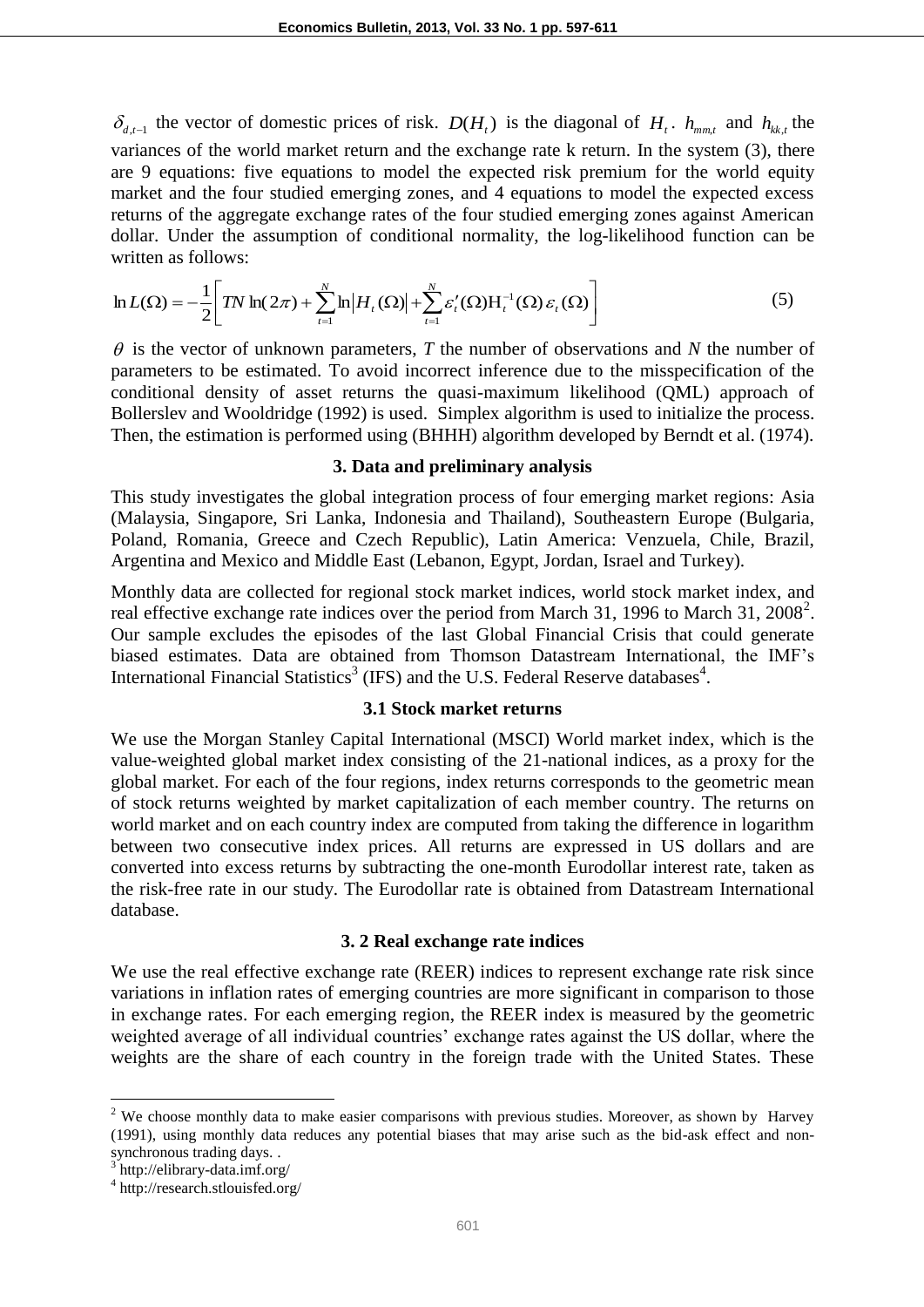$\delta_{d,t-1}$ the vector of domestic prices of risk. $D(H_t)$ is the diagonal of $H_t$. $h_{mm,t}$ and $h_{kk,t}$ the variances of the world market return and the exchange rate k return. In the system (3), there are 9 equations: five equations to model the expected risk premium for the world equity market and the four studied emerging zones, and 4 equations to model the expected excess returns of the aggregate exchange rates of the four studied emerging zones against American dollar. Under the assumption of conditional normality, the log-likelihood function can be written as follows:

$$\ln L(\Omega) = -\frac{1}{2}\left[ TN \ln(2\pi) + \sum_{t=1}^{N} \ln\left|H_t(\Omega)\right| + \sum_{t=1}^{N} \varepsilon_t'(\Omega) \mathrm{H}_t^{-1}(\Omega)\varepsilon_t(\Omega) \right] \tag{5}$$

$\theta$ is the vector of unknown parameters, *T* the number of observations and *N* the number of parameters to be estimated. To avoid incorrect inference due to the misspecification of the conditional density of asset returns the quasi-maximum likelihood (QML) approach of Bollerslev and Wooldridge (1992) is used. Simplex algorithm is used to initialize the process. Then, the estimation is performed using (BHHH) algorithm developed by Berndt et al. (1974).

## 3. Data and preliminary analysis

This study investigates the global integration process of four emerging market regions: Asia (Malaysia, Singapore, Sri Lanka, Indonesia and Thailand), Southeastern Europe (Bulgaria, Poland, Romania, Greece and Czech Republic), Latin America: Venzuela, Chile, Brazil, Argentina and Mexico and Middle East (Lebanon, Egypt, Jordan, Israel and Turkey).

Monthly data are collected for regional stock market indices, world stock market index, and real effective exchange rate indices over the period from March 31, 1996 to March 31, 2008[2]. Our sample excludes the episodes of the last Global Financial Crisis that could generate biased estimates. Data are obtained from Thomson Datastream International, the IMF's International Financial Statistics[3] (IFS) and the U.S. Federal Reserve databases[4].

### 3.1 Stock market returns

We use the Morgan Stanley Capital International (MSCI) World market index, which is the value-weighted global market index consisting of the 21-national indices, as a proxy for the global market. For each of the four regions, index returns corresponds to the geometric mean of stock returns weighted by market capitalization of each member country. The returns on world market and on each country index are computed from taking the difference in logarithm between two consecutive index prices. All returns are expressed in US dollars and are converted into excess returns by subtracting the one-month Eurodollar interest rate, taken as the risk-free rate in our study. The Eurodollar rate is obtained from Datastream International database.

### 3. 2 Real exchange rate indices

We use the real effective exchange rate (REER) indices to represent exchange rate risk since variations in inflation rates of emerging countries are more significant in comparison to those in exchange rates. For each emerging region, the REER index is measured by the geometric weighted average of all individual countries' exchange rates against the US dollar, where the weights are the share of each country in the foreign trade with the United States. These

---

[2] We choose monthly data to make easier comparisons with previous studies. Moreover, as shown by Harvey (1991), using monthly data reduces any potential biases that may arise such as the bid-ask effect and non-synchronous trading days. .

[3] http://elibrary-data.imf.org/

[4] http://research.stlouisfed.org/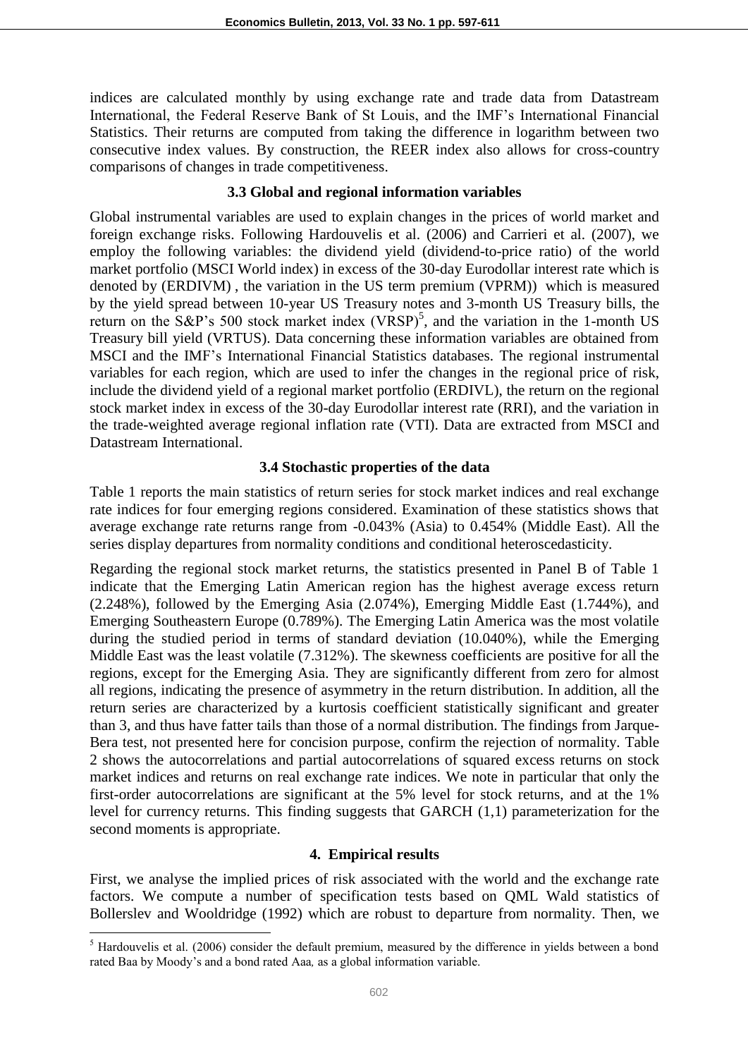indices are calculated monthly by using exchange rate and trade data from Datastream International, the Federal Reserve Bank of St Louis, and the IMF's International Financial Statistics. Their returns are computed from taking the difference in logarithm between two consecutive index values. By construction, the REER index also allows for cross-country comparisons of changes in trade competitiveness.

### 3.3 Global and regional information variables

Global instrumental variables are used to explain changes in the prices of world market and foreign exchange risks. Following Hardouvelis et al. (2006) and Carrieri et al. (2007), we employ the following variables: the dividend yield (dividend-to-price ratio) of the world market portfolio (MSCI World index) in excess of the 30-day Eurodollar interest rate which is denoted by (ERDIVM) , the variation in the US term premium (VPRM)) which is measured by the yield spread between 10-year US Treasury notes and 3-month US Treasury bills, the return on the S&P's 500 stock market index (VRSP)[5], and the variation in the 1-month US Treasury bill yield (VRTUS). Data concerning these information variables are obtained from MSCI and the IMF's International Financial Statistics databases. The regional instrumental variables for each region, which are used to infer the changes in the regional price of risk, include the dividend yield of a regional market portfolio (ERDIVL), the return on the regional stock market index in excess of the 30-day Eurodollar interest rate (RRI), and the variation in the trade-weighted average regional inflation rate (VTI). Data are extracted from MSCI and Datastream International.

### 3.4 Stochastic properties of the data

Table 1 reports the main statistics of return series for stock market indices and real exchange rate indices for four emerging regions considered. Examination of these statistics shows that average exchange rate returns range from -0.043% (Asia) to 0.454% (Middle East). All the series display departures from normality conditions and conditional heteroscedasticity.

Regarding the regional stock market returns, the statistics presented in Panel B of Table 1 indicate that the Emerging Latin American region has the highest average excess return (2.248%), followed by the Emerging Asia (2.074%), Emerging Middle East (1.744%), and Emerging Southeastern Europe (0.789%). The Emerging Latin America was the most volatile during the studied period in terms of standard deviation (10.040%), while the Emerging Middle East was the least volatile (7.312%). The skewness coefficients are positive for all the regions, except for the Emerging Asia. They are significantly different from zero for almost all regions, indicating the presence of asymmetry in the return distribution. In addition, all the return series are characterized by a kurtosis coefficient statistically significant and greater than 3, and thus have fatter tails than those of a normal distribution. The findings from Jarque-Bera test, not presented here for concision purpose, confirm the rejection of normality. Table 2 shows the autocorrelations and partial autocorrelations of squared excess returns on stock market indices and returns on real exchange rate indices. We note in particular that only the first-order autocorrelations are significant at the 5% level for stock returns, and at the 1% level for currency returns. This finding suggests that GARCH (1,1) parameterization for the second moments is appropriate.

## 4. Empirical results

First, we analyse the implied prices of risk associated with the world and the exchange rate factors. We compute a number of specification tests based on QML Wald statistics of Bollerslev and Wooldridge (1992) which are robust to departure from normality. Then, we

[5] Hardouvelis et al. (2006) consider the default premium, measured by the difference in yields between a bond rated Baa by Moody's and a bond rated Aaa, as a global information variable.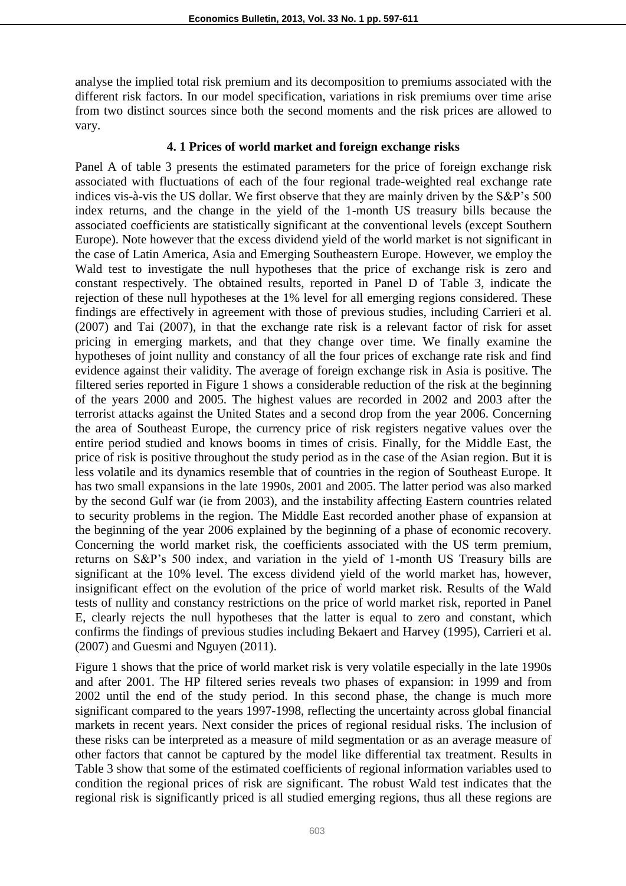analyse the implied total risk premium and its decomposition to premiums associated with the different risk factors. In our model specification, variations in risk premiums over time arise from two distinct sources since both the second moments and the risk prices are allowed to vary.

### 4. 1 Prices of world market and foreign exchange risks

Panel A of table 3 presents the estimated parameters for the price of foreign exchange risk associated with fluctuations of each of the four regional trade-weighted real exchange rate indices vis-à-vis the US dollar. We first observe that they are mainly driven by the S&P's 500 index returns, and the change in the yield of the 1-month US treasury bills because the associated coefficients are statistically significant at the conventional levels (except Southern Europe). Note however that the excess dividend yield of the world market is not significant in the case of Latin America, Asia and Emerging Southeastern Europe. However, we employ the Wald test to investigate the null hypotheses that the price of exchange risk is zero and constant respectively. The obtained results, reported in Panel D of Table 3, indicate the rejection of these null hypotheses at the 1% level for all emerging regions considered. These findings are effectively in agreement with those of previous studies, including Carrieri et al. (2007) and Tai (2007), in that the exchange rate risk is a relevant factor of risk for asset pricing in emerging markets, and that they change over time. We finally examine the hypotheses of joint nullity and constancy of all the four prices of exchange rate risk and find evidence against their validity. The average of foreign exchange risk in Asia is positive. The filtered series reported in Figure 1 shows a considerable reduction of the risk at the beginning of the years 2000 and 2005. The highest values are recorded in 2002 and 2003 after the terrorist attacks against the United States and a second drop from the year 2006. Concerning the area of Southeast Europe, the currency price of risk registers negative values over the entire period studied and knows booms in times of crisis. Finally, for the Middle East, the price of risk is positive throughout the study period as in the case of the Asian region. But it is less volatile and its dynamics resemble that of countries in the region of Southeast Europe. It has two small expansions in the late 1990s, 2001 and 2005. The latter period was also marked by the second Gulf war (ie from 2003), and the instability affecting Eastern countries related to security problems in the region. The Middle East recorded another phase of expansion at the beginning of the year 2006 explained by the beginning of a phase of economic recovery. Concerning the world market risk, the coefficients associated with the US term premium, returns on S&P's 500 index, and variation in the yield of 1-month US Treasury bills are significant at the 10% level. The excess dividend yield of the world market has, however, insignificant effect on the evolution of the price of world market risk. Results of the Wald tests of nullity and constancy restrictions on the price of world market risk, reported in Panel E, clearly rejects the null hypotheses that the latter is equal to zero and constant, which confirms the findings of previous studies including Bekaert and Harvey (1995), Carrieri et al. (2007) and Guesmi and Nguyen (2011).

Figure 1 shows that the price of world market risk is very volatile especially in the late 1990s and after 2001. The HP filtered series reveals two phases of expansion: in 1999 and from 2002 until the end of the study period. In this second phase, the change is much more significant compared to the years 1997-1998, reflecting the uncertainty across global financial markets in recent years. Next consider the prices of regional residual risks. The inclusion of these risks can be interpreted as a measure of mild segmentation or as an average measure of other factors that cannot be captured by the model like differential tax treatment. Results in Table 3 show that some of the estimated coefficients of regional information variables used to condition the regional prices of risk are significant. The robust Wald test indicates that the regional risk is significantly priced is all studied emerging regions, thus all these regions are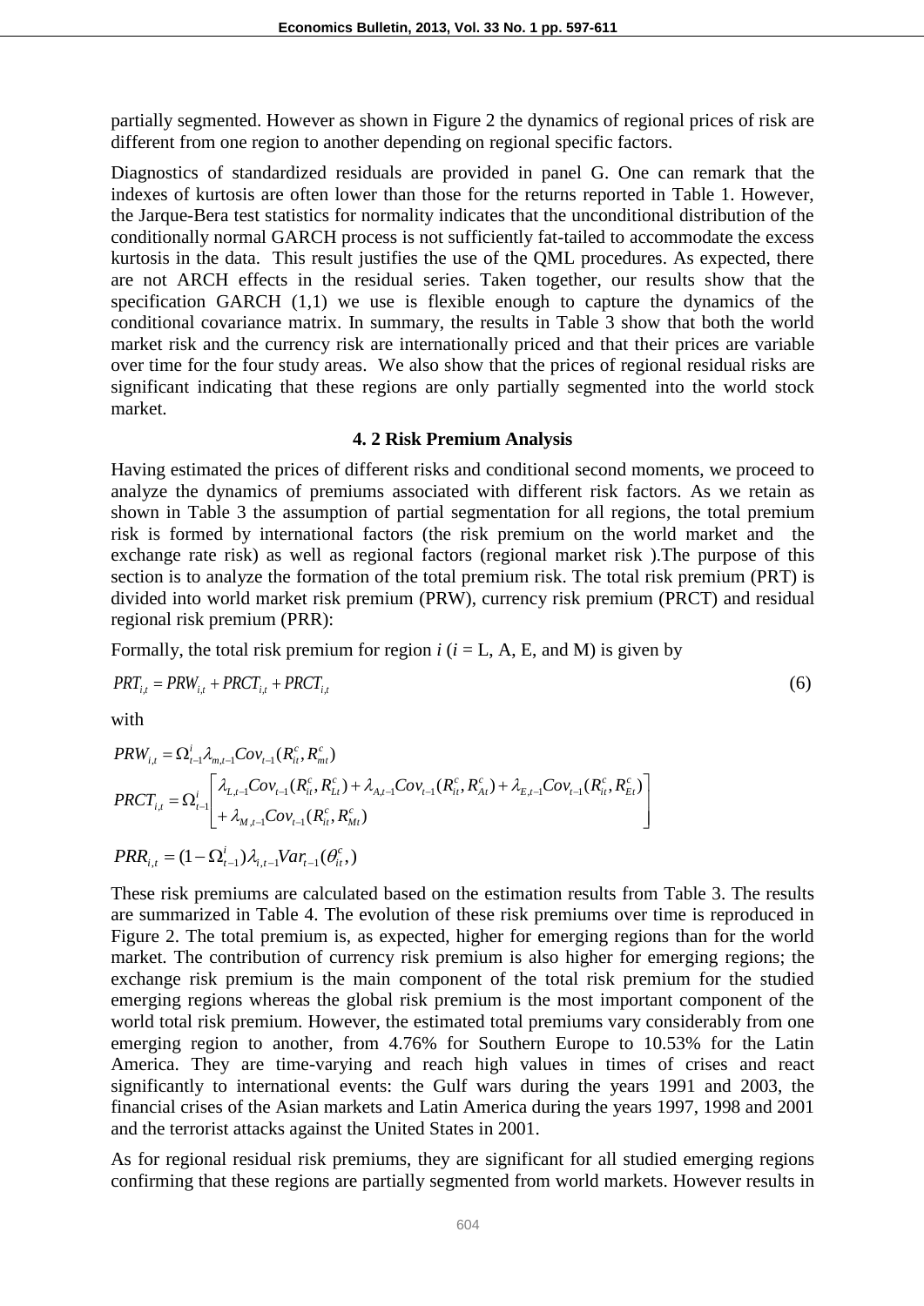partially segmented. However as shown in Figure 2 the dynamics of regional prices of risk are different from one region to another depending on regional specific factors.

Diagnostics of standardized residuals are provided in panel G. One can remark that the indexes of kurtosis are often lower than those for the returns reported in Table 1. However, the Jarque-Bera test statistics for normality indicates that the unconditional distribution of the conditionally normal GARCH process is not sufficiently fat-tailed to accommodate the excess kurtosis in the data. This result justifies the use of the QML procedures. As expected, there are not ARCH effects in the residual series. Taken together, our results show that the specification GARCH (1,1) we use is flexible enough to capture the dynamics of the conditional covariance matrix. In summary, the results in Table 3 show that both the world market risk and the currency risk are internationally priced and that their prices are variable over time for the four study areas. We also show that the prices of regional residual risks are significant indicating that these regions are only partially segmented into the world stock market.

### 4. 2 Risk Premium Analysis

Having estimated the prices of different risks and conditional second moments, we proceed to analyze the dynamics of premiums associated with different risk factors. As we retain as shown in Table 3 the assumption of partial segmentation for all regions, the total premium risk is formed by international factors (the risk premium on the world market and the exchange rate risk) as well as regional factors (regional market risk ).The purpose of this section is to analyze the formation of the total premium risk. The total risk premium (PRT) is divided into world market risk premium (PRW), currency risk premium (PRCT) and residual regional risk premium (PRR):

Formally, the total risk premium for region $i$ ($i$ = L, A, E, and M) is given by

$$PRT_{i,t} = PRW_{i,t} + PRCT_{i,t} + PRCT_{i,t} \tag{6}$$

with

$$PRW_{i,t} = \Omega^{i}_{t-1}\lambda_{m,t-1}Cov_{t-1}(R^{c}_{it}, R^{c}_{mt})$$

$$PRCT_{i,t} = \Omega^{i}_{t-1}\begin{bmatrix} \lambda_{L,t-1}Cov_{t-1}(R^{c}_{it}, R^{c}_{Lt}) + \lambda_{A,t-1}Cov_{t-1}(R^{c}_{it}, R^{c}_{At}) + \lambda_{E,t-1}Cov_{t-1}(R^{c}_{it}, R^{c}_{Et}) \\ + \lambda_{M,t-1}Cov_{t-1}(R^{c}_{it}, R^{c}_{Mt}) \end{bmatrix}$$

$$PRR_{i,t} = (1-\Omega^{i}_{t-1})\lambda_{i,t-1}Var_{t-1}(\theta^{c}_{it},)$$

These risk premiums are calculated based on the estimation results from Table 3. The results are summarized in Table 4. The evolution of these risk premiums over time is reproduced in Figure 2. The total premium is, as expected, higher for emerging regions than for the world market. The contribution of currency risk premium is also higher for emerging regions; the exchange risk premium is the main component of the total risk premium for the studied emerging regions whereas the global risk premium is the most important component of the world total risk premium. However, the estimated total premiums vary considerably from one emerging region to another, from 4.76% for Southern Europe to 10.53% for the Latin America. They are time-varying and reach high values in times of crises and react significantly to international events: the Gulf wars during the years 1991 and 2003, the financial crises of the Asian markets and Latin America during the years 1997, 1998 and 2001 and the terrorist attacks against the United States in 2001.

As for regional residual risk premiums, they are significant for all studied emerging regions confirming that these regions are partially segmented from world markets. However results in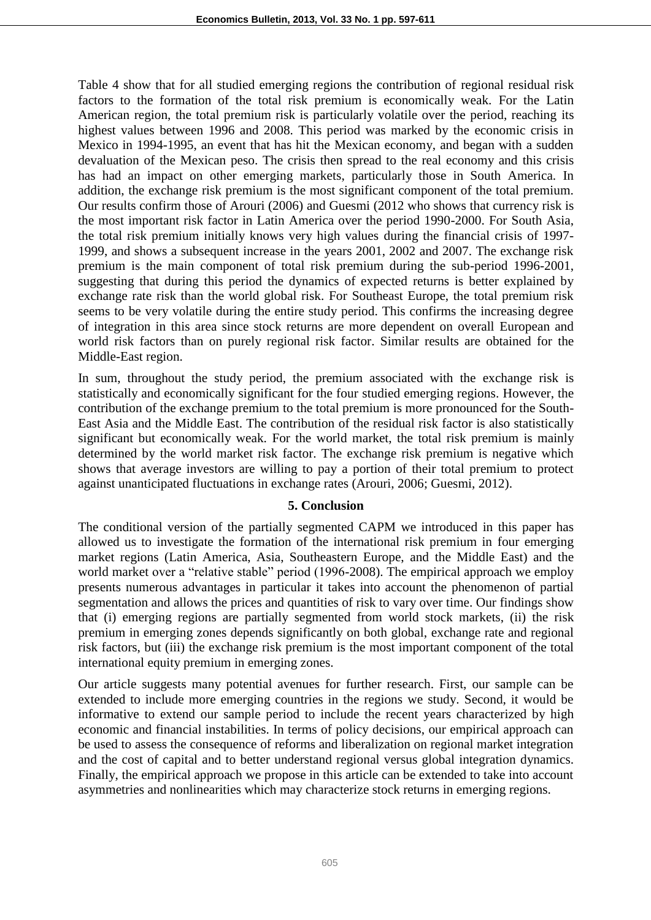Table 4 show that for all studied emerging regions the contribution of regional residual risk factors to the formation of the total risk premium is economically weak. For the Latin American region, the total premium risk is particularly volatile over the period, reaching its highest values between 1996 and 2008. This period was marked by the economic crisis in Mexico in 1994-1995, an event that has hit the Mexican economy, and began with a sudden devaluation of the Mexican peso. The crisis then spread to the real economy and this crisis has had an impact on other emerging markets, particularly those in South America. In addition, the exchange risk premium is the most significant component of the total premium. Our results confirm those of Arouri (2006) and Guesmi (2012 who shows that currency risk is the most important risk factor in Latin America over the period 1990-2000. For South Asia, the total risk premium initially knows very high values during the financial crisis of 1997-1999, and shows a subsequent increase in the years 2001, 2002 and 2007. The exchange risk premium is the main component of total risk premium during the sub-period 1996-2001, suggesting that during this period the dynamics of expected returns is better explained by exchange rate risk than the world global risk. For Southeast Europe, the total premium risk seems to be very volatile during the entire study period. This confirms the increasing degree of integration in this area since stock returns are more dependent on overall European and world risk factors than on purely regional risk factor. Similar results are obtained for the Middle-East region.

In sum, throughout the study period, the premium associated with the exchange risk is statistically and economically significant for the four studied emerging regions. However, the contribution of the exchange premium to the total premium is more pronounced for the South-East Asia and the Middle East. The contribution of the residual risk factor is also statistically significant but economically weak. For the world market, the total risk premium is mainly determined by the world market risk factor. The exchange risk premium is negative which shows that average investors are willing to pay a portion of their total premium to protect against unanticipated fluctuations in exchange rates (Arouri, 2006; Guesmi, 2012).

## 5. Conclusion

The conditional version of the partially segmented CAPM we introduced in this paper has allowed us to investigate the formation of the international risk premium in four emerging market regions (Latin America, Asia, Southeastern Europe, and the Middle East) and the world market over a "relative stable" period (1996-2008). The empirical approach we employ presents numerous advantages in particular it takes into account the phenomenon of partial segmentation and allows the prices and quantities of risk to vary over time. Our findings show that (i) emerging regions are partially segmented from world stock markets, (ii) the risk premium in emerging zones depends significantly on both global, exchange rate and regional risk factors, but (iii) the exchange risk premium is the most important component of the total international equity premium in emerging zones.

Our article suggests many potential avenues for further research. First, our sample can be extended to include more emerging countries in the regions we study. Second, it would be informative to extend our sample period to include the recent years characterized by high economic and financial instabilities. In terms of policy decisions, our empirical approach can be used to assess the consequence of reforms and liberalization on regional market integration and the cost of capital and to better understand regional versus global integration dynamics. Finally, the empirical approach we propose in this article can be extended to take into account asymmetries and nonlinearities which may characterize stock returns in emerging regions.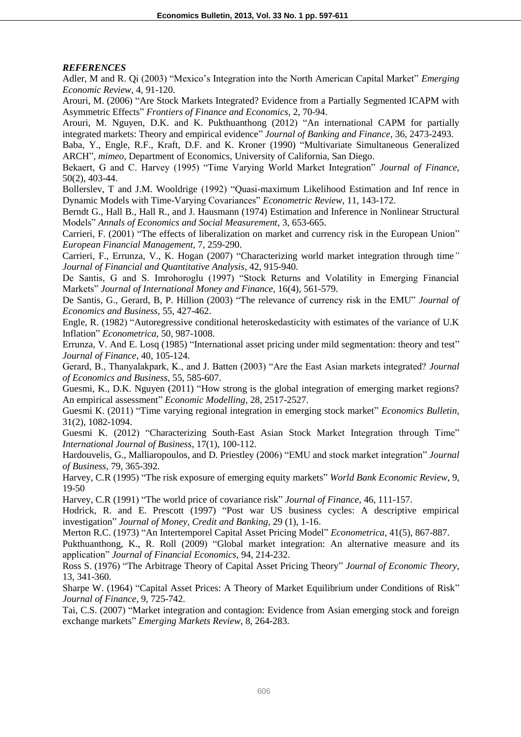***REFERENCES***

Adler, M and R. Qi (2003) "Mexico's Integration into the North American Capital Market" *Emerging Economic Review*, 4, 91-120.

Arouri, M. (2006) "Are Stock Markets Integrated? Evidence from a Partially Segmented ICAPM with Asymmetric Effects" *Frontiers of Finance and Economics*, 2, 70-94.

Arouri, M. Nguyen, D.K. and K. Pukthuanthong (2012) "An international CAPM for partially integrated markets: Theory and empirical evidence" *Journal of Banking and Finance*, 36, 2473-2493.

Baba, Y., Engle, R.F., Kraft, D.F. and K. Kroner (1990) "Multivariate Simultaneous Generalized ARCH", *mimeo*, Department of Economics, University of California, San Diego.

Bekaert, G and C. Harvey (1995) "Time Varying World Market Integration" *Journal of Finance*, 50(2), 403-44.

Bollerslev, T and J.M. Wooldrige (1992) "Quasi-maximum Likelihood Estimation and Inf rence in Dynamic Models with Time-Varying Covariances" *Econometric Review*, 11, 143-172.

Berndt G., Hall B., Hall R., and J. Hausmann (1974) Estimation and Inference in Nonlinear Structural Models" *Annals of Economics and Social Measurement*, 3, 653-665.

Carrieri, F. (2001) "The effects of liberalization on market and currency risk in the European Union" *European Financial Management*, 7, 259-290.

Carrieri, F., Errunza, V., K. Hogan (2007) "Characterizing world market integration through time" *Journal of Financial and Quantitative Analysis*, 42, 915-940.

De Santis, G and S. Imrohoroglu (1997) "Stock Returns and Volatility in Emerging Financial Markets" *Journal of International Money and Finance*, 16(4), 561-579.

De Santis, G., Gerard, B, P. Hillion (2003) "The relevance of currency risk in the EMU" *Journal of Economics and Business*, 55, 427-462.

Engle, R. (1982) "Autoregressive conditional heteroskedasticity with estimates of the variance of U.K Inflation" *Econometrica*, 50, 987-1008.

Errunza, V. And E. Losq (1985) "International asset pricing under mild segmentation: theory and test" *Journal of Finance*, 40, 105-124.

Gerard, B., Thanyalakpark, K., and J. Batten (2003) "Are the East Asian markets integrated? *Journal of Economics and Business*, 55, 585-607.

Guesmi, K., D.K. Nguyen (2011) "How strong is the global integration of emerging market regions? An empirical assessment" *Economic Modelling*, 28, 2517-2527.

Guesmi K. (2011) "Time varying regional integration in emerging stock market" *Economics Bulletin*, 31(2), 1082-1094.

Guesmi K. (2012) "Characterizing South-East Asian Stock Market Integration through Time" *International Journal of Business*, 17(1), 100-112.

Hardouvelis, G., Malliaropoulos, and D. Priestley (2006) "EMU and stock market integration" *Journal of Business*, 79, 365-392.

Harvey, C.R (1995) "The risk exposure of emerging equity markets" *World Bank Economic Review*, 9, 19-50

Harvey, C.R (1991) "The world price of covariance risk" *Journal of Finance*, 46, 111-157.

Hodrick, R. and E. Prescott (1997) "Post war US business cycles: A descriptive empirical investigation" *Journal of Money, Credit and Banking*, 29 (1), 1-16.

Merton R.C. (1973) "An Intertemporel Capital Asset Pricing Model" *Econometrica*, 41(5), 867-887.

Pukthuanthong, K., R. Roll (2009) "Global market integration: An alternative measure and its application" *Journal of Financial Economics*, 94, 214-232.

Ross S. (1976) "The Arbitrage Theory of Capital Asset Pricing Theory" *Journal of Economic Theory*, 13, 341-360.

Sharpe W. (1964) "Capital Asset Prices: A Theory of Market Equilibrium under Conditions of Risk" *Journal of Finance*, 9, 725-742.

Tai, C.S. (2007) "Market integration and contagion: Evidence from Asian emerging stock and foreign exchange markets" *Emerging Markets Review*, 8, 264-283.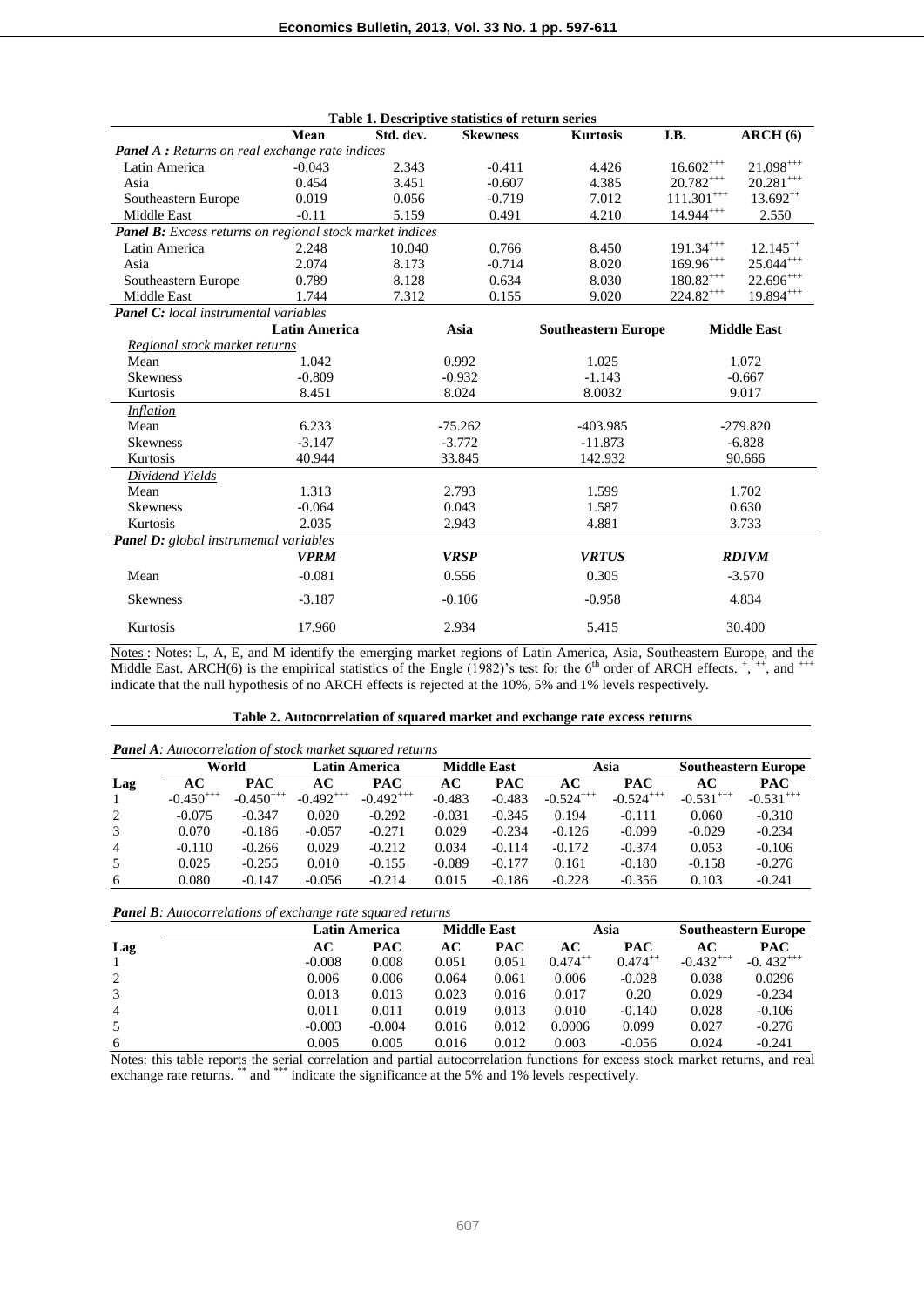**Table 1. Descriptive statistics of return series**

| | Mean | Std. dev. | Skewness | Kurtosis | J.B. | ARCH (6) |
|---|---|---|---|---|---|---|
| ***Panel A*** *: Returns on real exchange rate indices* | | | | | | |
| Latin America | -0.043 | 2.343 | -0.411 | 4.426 | $16.602^{+++}$ | $21.098^{+++}$ |
| Asia | 0.454 | 3.451 | -0.607 | 4.385 | $20.782^{+++}$ | $20.281^{+++}$ |
| Southeastern Europe | 0.019 | 0.056 | -0.719 | 7.012 | $111.301^{+++}$ | $13.692^{++}$ |
| Middle East | -0.11 | 5.159 | 0.491 | 4.210 | $14.944^{+++}$ | 2.550 |
| ***Panel B:*** *Excess returns on regional stock market indices* | | | | | | |
| Latin America | 2.248 | 10.040 | 0.766 | 8.450 | $191.34^{+++}$ | $12.145^{++}$ |
| Asia | 2.074 | 8.173 | -0.714 | 8.020 | $169.96^{+++}$ | $25.044^{+++}$ |
| Southeastern Europe | 0.789 | 8.128 | 0.634 | 8.030 | $180.82^{+++}$ | $22.696^{+++}$ |
| Middle East | 1.744 | 7.312 | 0.155 | 9.020 | $224.82^{+++}$ | $19.894^{+++}$ |

| ***Panel C:*** *local instrumental variables* | Latin America | Asia | Southeastern Europe | Middle East |
|---|---|---|---|---|
| *Regional stock market returns* | | | | |
| Mean | 1.042 | 0.992 | 1.025 | 1.072 |
| Skewness | -0.809 | -0.932 | -1.143 | -0.667 |
| Kurtosis | 8.451 | 8.024 | 8.0032 | 9.017 |
| *Inflation* | | | | |
| Mean | 6.233 | -75.262 | -403.985 | -279.820 |
| Skewness | -3.147 | -3.772 | -11.873 | -6.828 |
| Kurtosis | 40.944 | 33.845 | 142.932 | 90.666 |
| *Dividend Yields* | | | | |
| Mean | 1.313 | 2.793 | 1.599 | 1.702 |
| Skewness | -0.064 | 0.043 | 1.587 | 0.630 |
| Kurtosis | 2.035 | 2.943 | 4.881 | 3.733 |
| ***Panel D:*** *global instrumental variables* | ***VPRM*** | ***VRSP*** | ***VRTUS*** | ***RDIVM*** |
| Mean | -0.081 | 0.556 | 0.305 | -3.570 |
| Skewness | -3.187 | -0.106 | -0.958 | 4.834 |
| Kurtosis | 17.960 | 2.934 | 5.415 | 30.400 |

Notes : Notes: L, A, E, and M identify the emerging market regions of Latin America, Asia, Southeastern Europe, and the Middle East. ARCH(6) is the empirical statistics of the Engle (1982)'s test for the 6th order of ARCH effects. $^{+}$, $^{++}$, and $^{+++}$ indicate that the null hypothesis of no ARCH effects is rejected at the 10%, 5% and 1% levels respectively.

**Table 2. Autocorrelation of squared market and exchange rate excess returns**

***Panel A****: Autocorrelation of stock market squared returns*

| | World | | Latin America | | Middle East | | Asia | | Southeastern Europe | |
|---|---|---|---|---|---|---|---|---|---|---|
| Lag | AC | PAC | AC | PAC | AC | PAC | AC | PAC | AC | PAC |
| 1 | $-0.450^{+++}$ | $-0.450^{+++}$ | $-0.492^{+++}$ | $-0.492^{+++}$ | -0.483 | -0.483 | $-0.524^{+++}$ | $-0.524^{+++}$ | $-0.531^{+++}$ | $-0.531^{+++}$ |
| 2 | -0.075 | -0.347 | 0.020 | -0.292 | -0.031 | -0.345 | 0.194 | -0.111 | 0.060 | -0.310 |
| 3 | 0.070 | -0.186 | -0.057 | -0.271 | 0.029 | -0.234 | -0.126 | -0.099 | -0.029 | -0.234 |
| 4 | -0.110 | -0.266 | 0.029 | -0.212 | 0.034 | -0.114 | -0.172 | -0.374 | 0.053 | -0.106 |
| 5 | 0.025 | -0.255 | 0.010 | -0.155 | -0.089 | -0.177 | 0.161 | -0.180 | -0.158 | -0.276 |
| 6 | 0.080 | -0.147 | -0.056 | -0.214 | 0.015 | -0.186 | -0.228 | -0.356 | 0.103 | -0.241 |

***Panel B****: Autocorrelations of exchange rate squared returns*

| | Latin America | | Middle East | | Asia | | Southeastern Europe | |
|---|---|---|---|---|---|---|---|---|
| Lag | AC | PAC | AC | PAC | AC | PAC | AC | PAC |
| 1 | -0.008 | 0.008 | 0.051 | 0.051 | $0.474^{++}$ | $0.474^{++}$ | $-0.432^{+++}$ | $-0.432^{+++}$ |
| 2 | 0.006 | 0.006 | 0.064 | 0.061 | 0.006 | -0.028 | 0.038 | 0.0296 |
| 3 | 0.013 | 0.013 | 0.023 | 0.016 | 0.017 | 0.20 | 0.029 | -0.234 |
| 4 | 0.011 | 0.011 | 0.019 | 0.013 | 0.010 | -0.140 | 0.028 | -0.106 |
| 5 | -0.003 | -0.004 | 0.016 | 0.012 | 0.0006 | 0.099 | 0.027 | -0.276 |
| 6 | 0.005 | 0.005 | 0.016 | 0.012 | 0.003 | -0.056 | 0.024 | -0.241 |

Notes: this table reports the serial correlation and partial autocorrelation functions for excess stock market returns, and real exchange rate returns. $^{**}$ and $^{***}$ indicate the significance at the 5% and 1% levels respectively.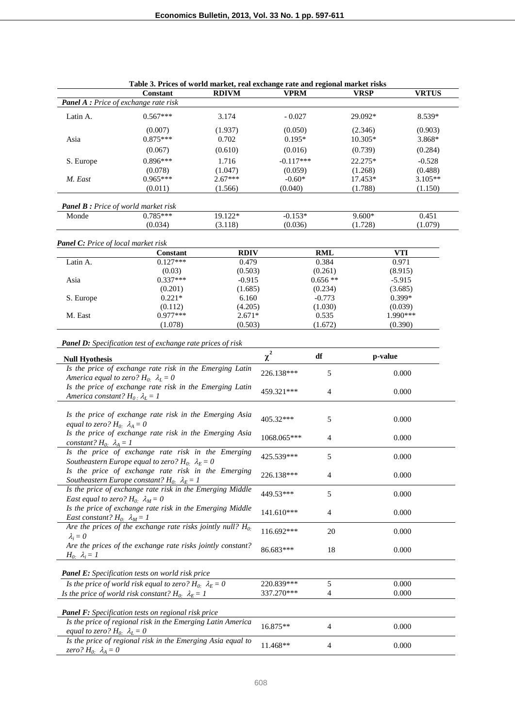**Table 3. Prices of world market, real exchange rate and regional market risks**

| | Constant | RDIVM | VPRM | VRSP | VRTUS |
|---|---|---|---|---|---|
| ***Panel A :** Price of exchange rate risk* | | | | | |
| Latin A. | 0.567*** | 3.174 | - 0.027 | 29.092* | 8.539* |
| | (0.007) | (1.937) | (0.050) | (2.346) | (0.903) |
| Asia | 0.875*** | 0.702 | 0.195* | 10.305* | 3.868* |
| | (0.067) | (0.610) | (0.016) | (0.739) | (0.284) |
| S. Europe | 0.896*** | 1.716 | -0.117*** | 22.275* | -0.528 |
| | (0.078) | (1.047) | (0.059) | (1.268) | (0.488) |
| *M. East* | 0.965*** | 2.67*** | -0.60* | 17.453* | 3.105** |
| | (0.011) | (1.566) | (0.040) | (1.788) | (1.150) |
| ***Panel B :** Price of world market risk* | | | | | |
| Monde | 0.785*** | 19.122* | -0.153* | 9.600* | 0.451 |
| | (0.034) | (3.118) | (0.036) | (1.728) | (1.079) |

***Panel C:** Price of local market risk*

| | Constant | RDIV | RML | VTI |
|---|---|---|---|---|
| Latin A. | 0.127*** | 0.479 | 0.384 | 0.971 |
| | (0.03) | (0.503) | (0.261) | (8.915) |
| Asia | 0.337*** | -0.915 | 0.656 ** | -5.915 |
| | (0.201) | (1.685) | (0.234) | (3.685) |
| S. Europe | 0.221* | 6.160 | -0.773 | 0.399* |
| | (0.112) | (4.205) | (1.030) | (0.039) |
| M. East | 0.977*** | 2.671* | 0.535 | 1.990*** |
| | (1.078) | (0.503) | (1.672) | (0.390) |

***Panel D:** Specification test of exchange rate prices of risk*

| Null Hyothesis | $\chi^2$ | df | p-value |
|---|---|---|---|
| *Is the price of exchange rate risk in the Emerging Latin America equal to zero? $H_0$: $\lambda_L = 0$* | 226.138*** | 5 | 0.000 |
| *Is the price of exchange rate risk in the Emerging Latin America constant? $H_0$: $\lambda_L = 1$* | 459.321*** | 4 | 0.000 |
| *Is the price of exchange rate risk in the Emerging Asia equal to zero? $H_0$: $\lambda_A = 0$* | 405.32*** | 5 | 0.000 |
| *Is the price of exchange rate risk in the Emerging Asia constant? $H_0$: $\lambda_A = 1$* | 1068.065*** | 4 | 0.000 |
| *Is the price of exchange rate risk in the Emerging Southeastern Europe equal to zero? $H_0$: $\lambda_E = 0$* | 425.539*** | 5 | 0.000 |
| *Is the price of exchange rate risk in the Emerging Southeastern Europe constant? $H_0$: $\lambda_E = 1$* | 226.138*** | 4 | 0.000 |
| *Is the price of exchange rate risk in the Emerging Middle East equal to zero? $H_0$: $\lambda_M = 0$* | 449.53*** | 5 | 0.000 |
| *Is the price of exchange rate risk in the Emerging Middle East constant? $H_0$: $\lambda_M = 1$* | 141.610*** | 4 | 0.000 |
| *Are the prices of the exchange rate risks jointly null? $H_0$: $\lambda_i = 0$* | 116.692*** | 20 | 0.000 |
| *Are the prices of the exchange rate risks jointly constant? $H_0$: $\lambda_i = 1$* | 86.683*** | 18 | 0.000 |

***Panel E:** Specification tests on world risk price*

| | | | |
|---|---|---|---|
| *Is the price of world risk equal to zero? $H_0$: $\lambda_E = 0$* | 220.839*** | 5 | 0.000 |
| *Is the price of world risk constant? $H_0$: $\lambda_E = 1$* | 337.270*** | 4 | 0.000 |

***Panel F:** Specification tests on regional risk price*

| | | | |
|---|---|---|---|
| *Is the price of regional risk in the Emerging Latin America equal to zero? $H_0$: $\lambda_L = 0$* | 16.875** | 4 | 0.000 |
| *Is the price of regional risk in the Emerging Asia equal to zero? $H_0$: $\lambda_A = 0$* | 11.468** | 4 | 0.000 |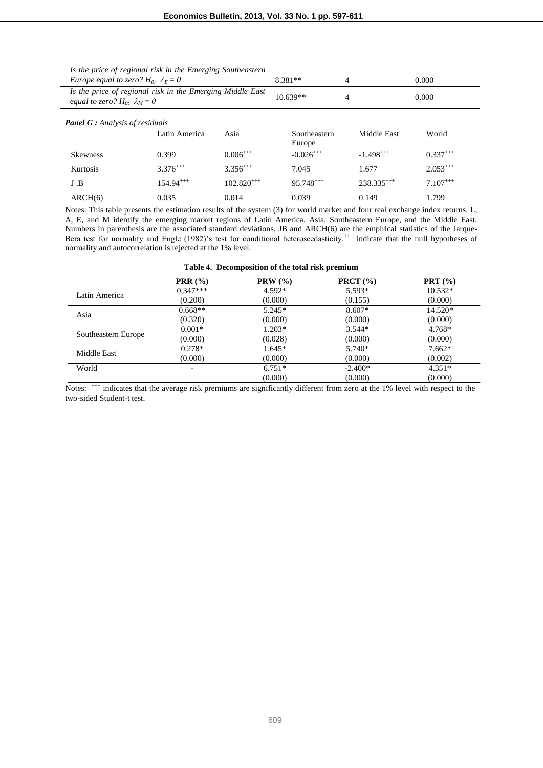| | | | |
|---|---|---|---|
| *Is the price of regional risk in the Emerging Southeastern Europe equal to zero? $H_0$: $\lambda_E = 0$* | 8.381** | 4 | 0.000 |
| *Is the price of regional risk in the Emerging Middle East equal to zero? $H_0$: $\lambda_M = 0$* | 10.639** | 4 | 0.000 |

***Panel G :** Analysis of residuals*

| | Latin America | Asia | Southeastern Europe | Middle East | World |
|---|---|---|---|---|---|
| Skewness | 0.399 | $0.006^{+++}$ | $-0.026^{+++}$ | $-1.498^{+++}$ | $0.337^{+++}$ |
| Kurtosis | $3.376^{+++}$ | $3.356^{+++}$ | $7.045^{+++}$ | $1.677^{+++}$ | $2.053^{+++}$ |
| J .B | $154.94^{+++}$ | $102.820^{+++}$ | $95.748^{+++}$ | $238.335^{+++}$ | $7.107^{+++}$ |
| ARCH(6) | 0.035 | 0.014 | 0.039 | 0.149 | 1.799 |

Notes: This table presents the estimation results of the system (3) for world market and four real exchange index returns. L, A, E, and M identify the emerging market regions of Latin America, Asia, Southeastern Europe, and the Middle East. Numbers in parenthesis are the associated standard deviations. JB and ARCH(6) are the empirical statistics of the Jarque-Bera test for normality and Engle (1982)'s test for conditional heteroscedasticity.$^{+++}$ indicate that the null hypotheses of normality and autocorrelation is rejected at the 1% level.

**Table 4. Decomposition of the total risk premium**

| | PRR (%) | PRW (%) | PRCT (%) | PRT (%) |
|---|---|---|---|---|
| Latin America | 0,347*** | 4.592* | 5.593* | 10.532* |
| | (0.200) | (0.000) | (0.155) | (0.000) |
| Asia | 0.668** | 5.245* | 8.607* | 14.520* |
| | (0.320) | (0.000) | (0.000) | (0.000) |
| Southeastern Europe | 0.001* | 1.203* | 3.544* | 4.768* |
| | (0.000) | (0.028) | (0.000) | (0.000) |
| Middle East | 0.278* | 1.645* | 5.740* | 7.662* |
| | (0.000) | (0.000) | (0.000) | (0.002) |
| World | - | 6.751* | -2.400* | 4.351* |
| | | (0.000) | (0.000) | (0.000) |

Notes: $^{+++}$ indicates that the average risk premiums are significantly different from zero at the 1% level with respect to the two-sided Student-t test.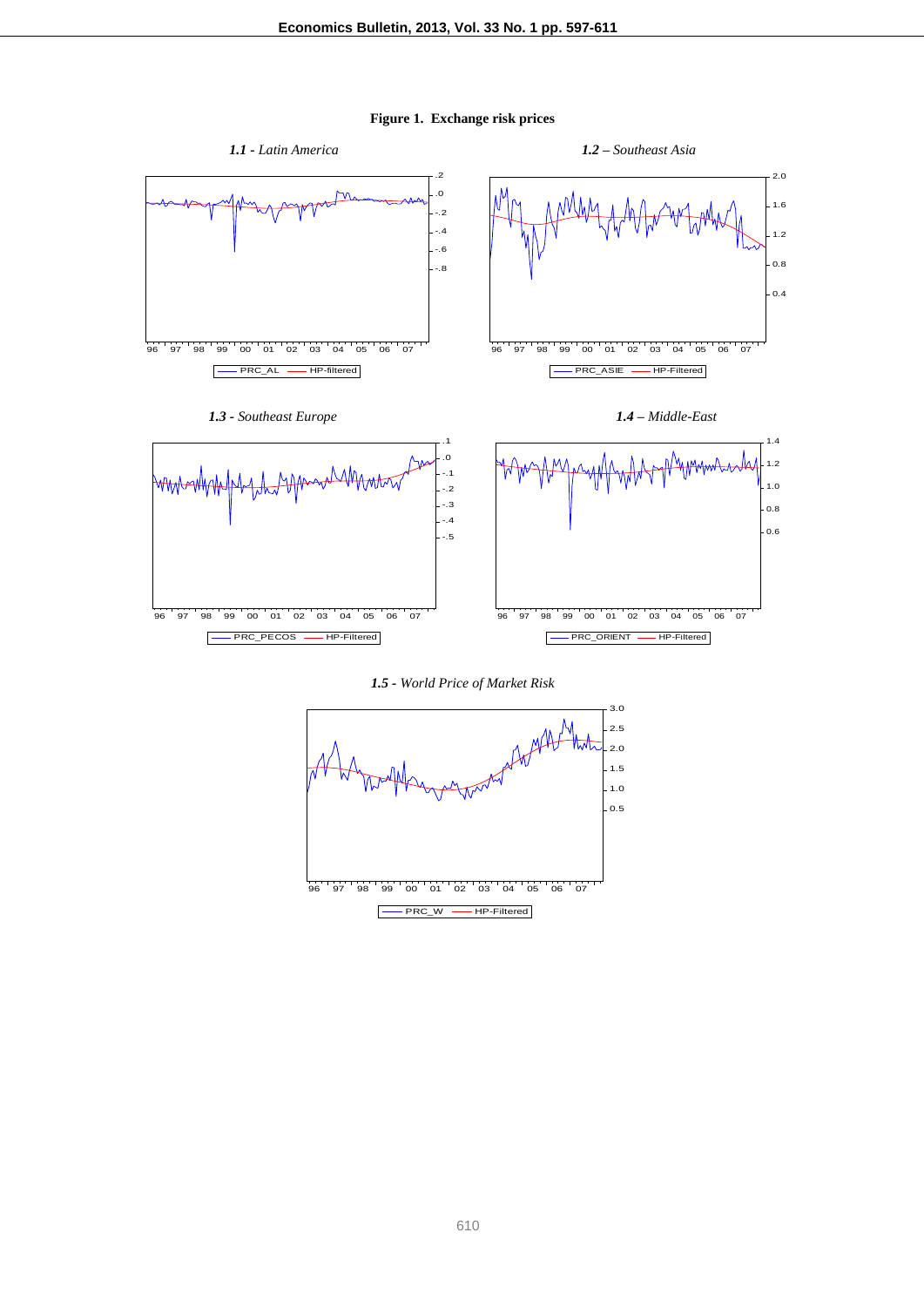**Figure 1. Exchange risk prices**

***1.1** - Latin America*

***1.2** – Southeast Asia*

***1.3** - Southeast Europe*

***1.4** – Middle-East*

***1.5** - World Price of Market Risk*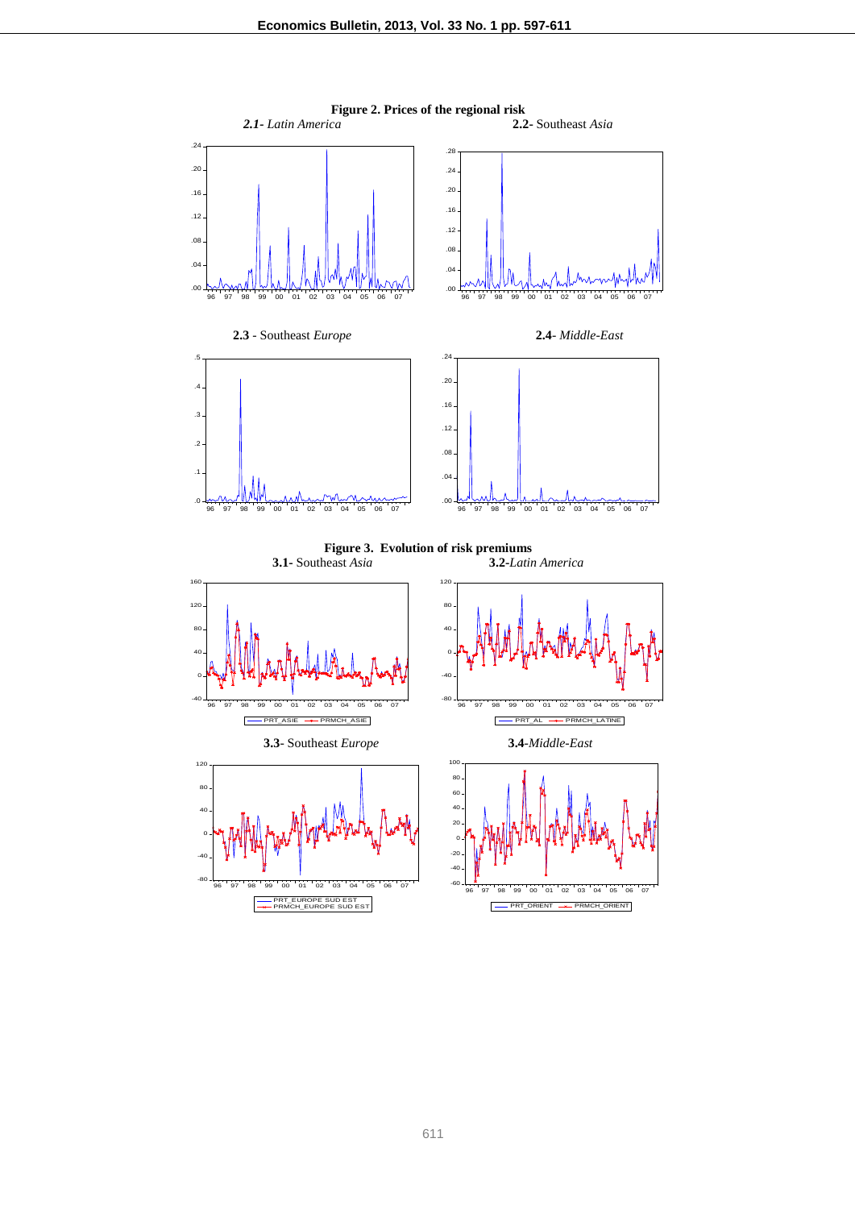**Figure 2. Prices of the regional risk**

*2.1- Latin America*

.24
.20
.16
.12
.08
.04
.00
96 97 98 99 00 01 02 03 04 05 06 07

**2.2-** Southeast *Asia*

.28
.24
.20
.16
.12
.08
.04
.00
96 97 98 99 00 01 02 03 04 05 06 07

**2.3** - Southeast *Europe*

.5
.4
.3
.2
.1
.0
96 97 98 99 00 01 02 03 04 05 06 07

**2.4**- *Middle-East*

.24
.20
.16
.12
.08
.04
.00
96 97 98 99 00 01 02 03 04 05 06 07

**Figure 3. Evolution of risk premiums**

**3.1**- Southeast *Asia*

160
120
80
40
0
-40
96 97 98 99 00 01 02 03 04 05 06 07
PRT_ASIE PRMCH_ASIE

**3.2**-*Latin America*

120
80
40
0
-40
-80
96 97 98 99 00 01 02 03 04 05 06 07
PRT_AL PRMCH_LATINE

**3.3**- Southeast *Europe*

120
80
40
0
-40
-80
96 97 98 99 00 01 02 03 04 05 06 07
PRT_EUROPE SUD EST
PRMCH_EUROPE SUD EST

**3.4**-*Middle-East*

100
80
60
40
20
0
-20
-40
-60
96 97 98 99 00 01 02 03 04 05 06 07
PRT_ORIENT PRMCH_ORIENT